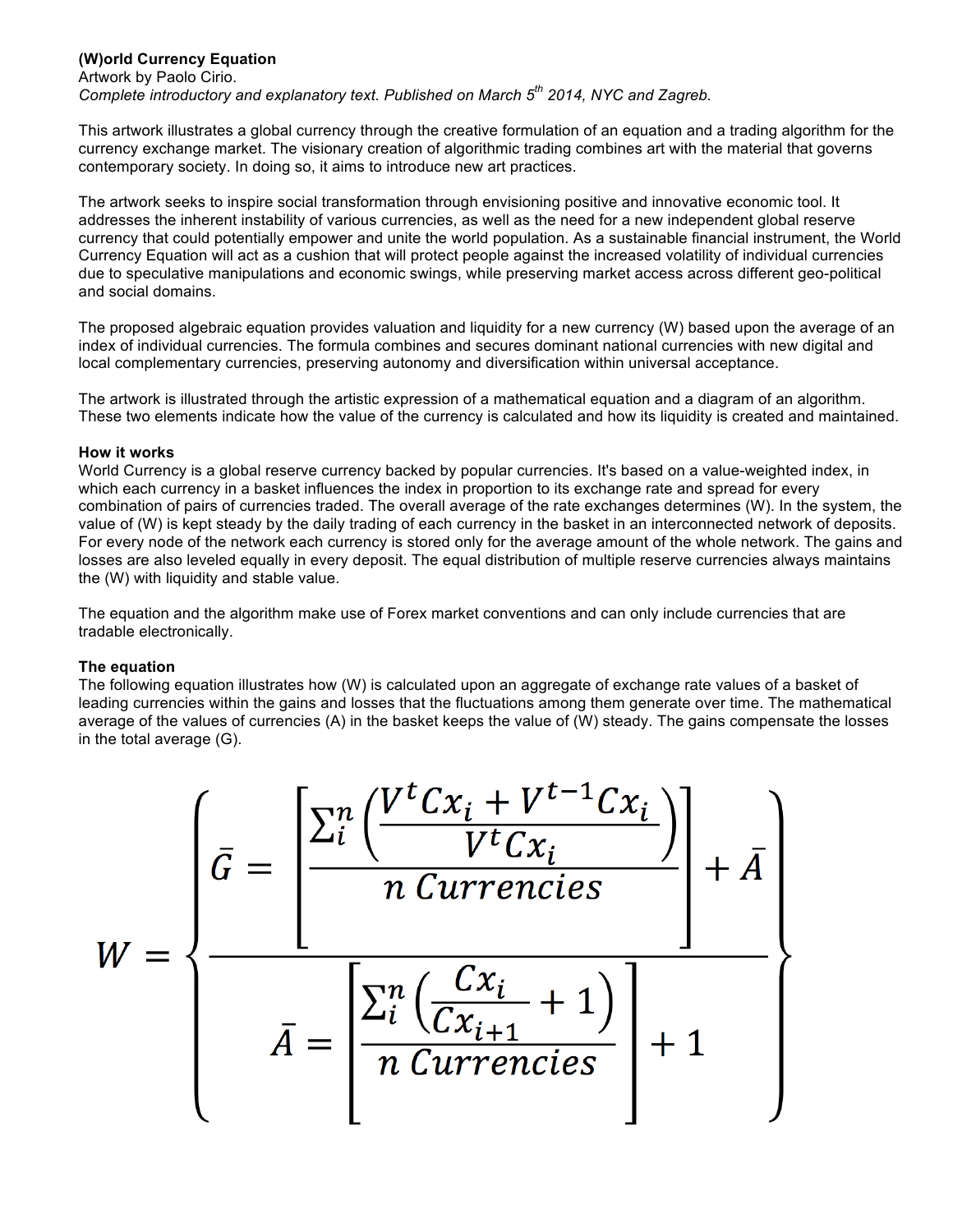**(W)orld Currency Equation**

Artwork by Paolo Cirio.

*Complete introductory and explanatory text. Published on March 5th 2014, NYC and Zagreb.*

This artwork illustrates a global currency through the creative formulation of an equation and a trading algorithm for the currency exchange market. The visionary creation of algorithmic trading combines art with the material that governs contemporary society. In doing so, it aims to introduce new art practices.

The artwork seeks to inspire social transformation through envisioning positive and innovative economic tool. It addresses the inherent instability of various currencies, as well as the need for a new independent global reserve currency that could potentially empower and unite the world population. As a sustainable financial instrument, the World Currency Equation will act as a cushion that will protect people against the increased volatility of individual currencies due to speculative manipulations and economic swings, while preserving market access across different geo-political and social domains.

The proposed algebraic equation provides valuation and liquidity for a new currency (W) based upon the average of an index of individual currencies. The formula combines and secures dominant national currencies with new digital and local complementary currencies, preserving autonomy and diversification within universal acceptance.

The artwork is illustrated through the artistic expression of a mathematical equation and a diagram of an algorithm. These two elements indicate how the value of the currency is calculated and how its liquidity is created and maintained.

**How it works**

World Currency is a global reserve currency backed by popular currencies. It's based on a value-weighted index, in which each currency in a basket influences the index in proportion to its exchange rate and spread for every combination of pairs of currencies traded. The overall average of the rate exchanges determines (W). In the system, the value of (W) is kept steady by the daily trading of each currency in the basket in an interconnected network of deposits. For every node of the network each currency is stored only for the average amount of the whole network. The gains and losses are also leveled equally in every deposit. The equal distribution of multiple reserve currencies always maintains the (W) with liquidity and stable value.

The equation and the algorithm make use of Forex market conventions and can only include currencies that are tradable electronically.

**The equation**

The following equation illustrates how (W) is calculated upon an aggregate of exchange rate values of a basket of leading currencies within the gains and losses that the fluctuations among them generate over time. The mathematical average of the values of currencies (A) in the basket keeps the value of (W) steady. The gains compensate the losses in the total average (G).

$$W = \left\{ \frac{\bar{G} = \left[ \dfrac{\sum_i^n \left( \dfrac{V^t Cx_i + V^{t-1} Cx_i}{V^t Cx_i} \right)}{n \ Currencies} \right] + \bar{A}}{\bar{A} = \left[ \dfrac{\sum_i^n \left( \dfrac{Cx_i}{Cx_{i+1}} + 1 \right)}{n \ Currencies} \right] + 1} \right\}$$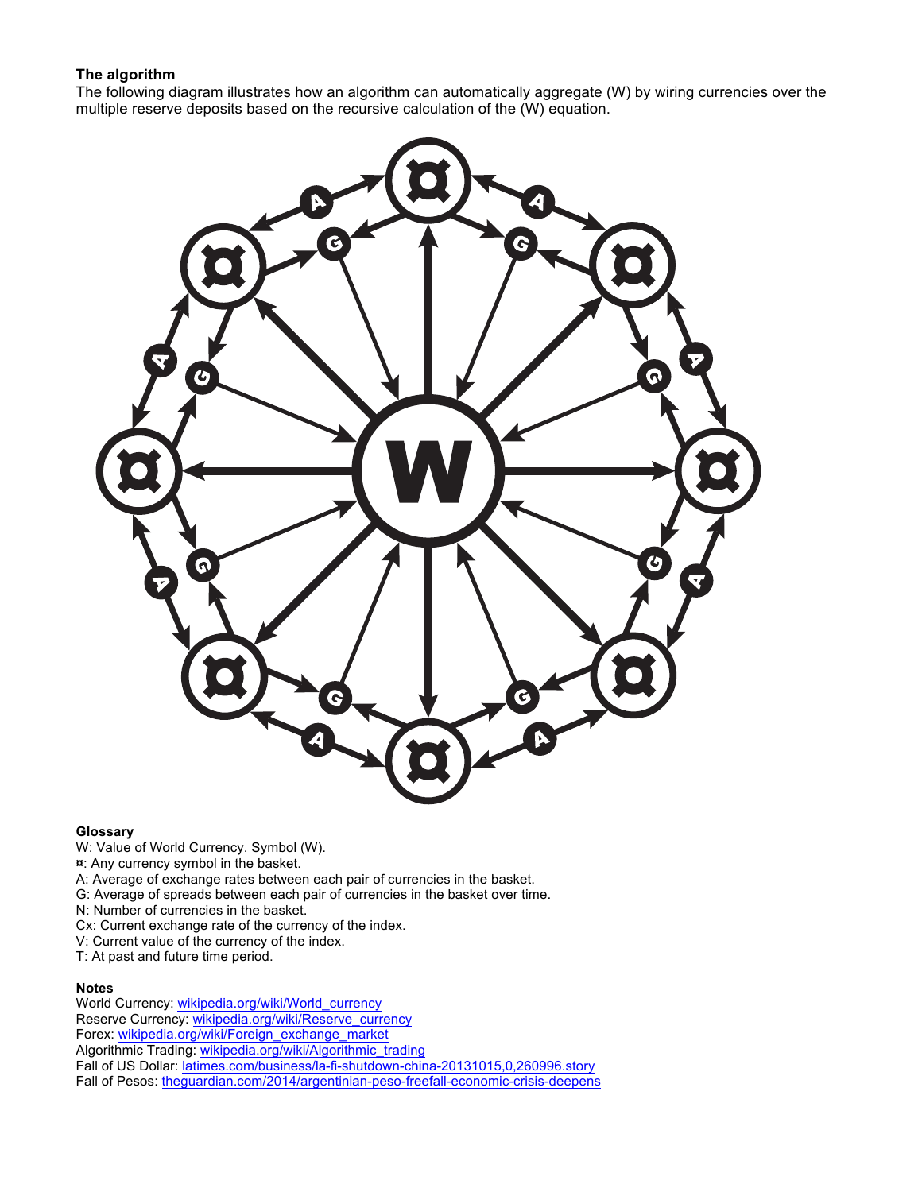**The algorithm**

The following diagram illustrates how an algorithm can automatically aggregate (W) by wiring currencies over the multiple reserve deposits based on the recursive calculation of the (W) equation.

**Glossary**

W: Value of World Currency. Symbol (W).
¤: Any currency symbol in the basket.
A: Average of exchange rates between each pair of currencies in the basket.
G: Average of spreads between each pair of currencies in the basket over time.
N: Number of currencies in the basket.
Cx: Current exchange rate of the currency of the index.
V: Current value of the currency of the index.
T: At past and future time period.

**Notes**

World Currency: wikipedia.org/wiki/World_currency
Reserve Currency: wikipedia.org/wiki/Reserve_currency
Forex: wikipedia.org/wiki/Foreign_exchange_market
Algorithmic Trading: wikipedia.org/wiki/Algorithmic_trading
Fall of US Dollar: latimes.com/business/la-fi-shutdown-china-20131015,0,260996.story
Fall of Pesos: theguardian.com/2014/argentinian-peso-freefall-economic-crisis-deepens